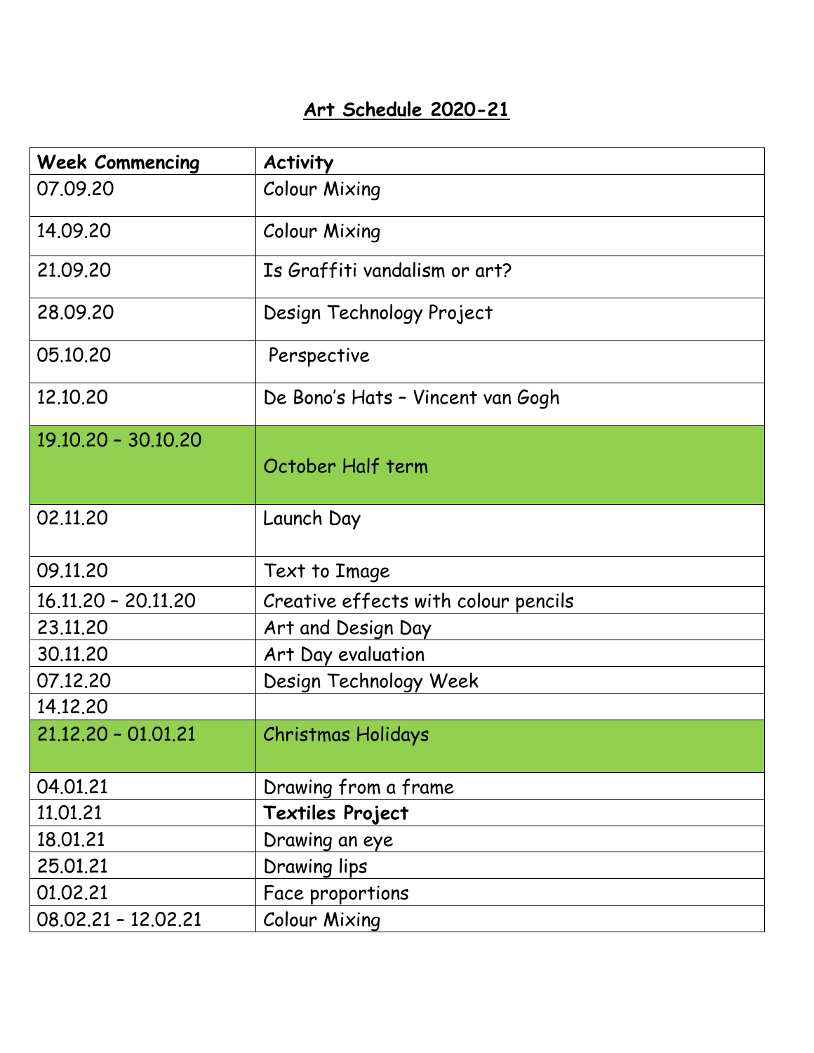# Art Schedule 2020-21

| **Week Commencing** | **Activity** |
|---|---|
| 07.09.20 | Colour Mixing |
| 14.09.20 | Colour Mixing |
| 21.09.20 | Is Graffiti vandalism or art? |
| 28.09.20 | Design Technology Project |
| 05.10.20 | Perspective |
| 12.10.20 | De Bono's Hats – Vincent van Gogh |
| 19.10.20 – 30.10.20 | October Half term |
| 02.11.20 | Launch Day |
| 09.11.20 | Text to Image |
| 16.11.20 – 20.11.20 | Creative effects with colour pencils |
| 23.11.20 | Art and Design Day |
| 30.11.20 | Art Day evaluation |
| 07.12.20 | Design Technology Week |
| 14.12.20 | |
| 21.12.20 – 01.01.21 | Christmas Holidays |
| 04.01.21 | Drawing from a frame |
| 11.01.21 | **Textiles Project** |
| 18.01.21 | Drawing an eye |
| 25.01.21 | Drawing lips |
| 01.02.21 | Face proportions |
| 08.02.21 – 12.02.21 | Colour Mixing |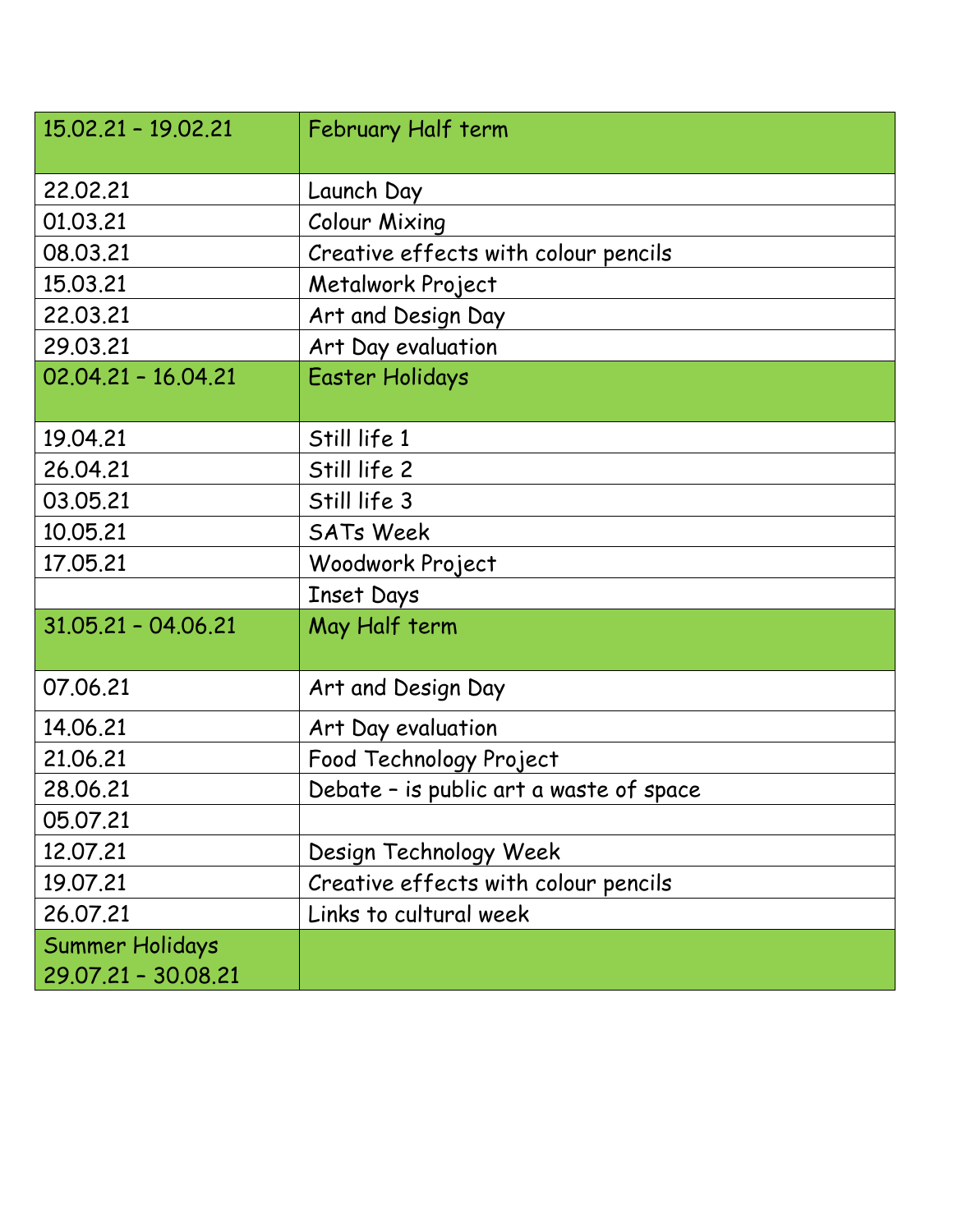| | |
|---|---|
| 15.02.21 – 19.02.21 | February Half term |
| 22.02.21 | Launch Day |
| 01.03.21 | Colour Mixing |
| 08.03.21 | Creative effects with colour pencils |
| 15.03.21 | Metalwork Project |
| 22.03.21 | Art and Design Day |
| 29.03.21 | Art Day evaluation |
| 02.04.21 – 16.04.21 | Easter Holidays |
| 19.04.21 | Still life 1 |
| 26.04.21 | Still life 2 |
| 03.05.21 | Still life 3 |
| 10.05.21 | SATs Week |
| 17.05.21 | Woodwork Project |
| | Inset Days |
| 31.05.21 – 04.06.21 | May Half term |
| 07.06.21 | Art and Design Day |
| 14.06.21 | Art Day evaluation |
| 21.06.21 | Food Technology Project |
| 28.06.21 | Debate – is public art a waste of space |
| 05.07.21 | |
| 12.07.21 | Design Technology Week |
| 19.07.21 | Creative effects with colour pencils |
| 26.07.21 | Links to cultural week |
| Summer Holidays 29.07.21 – 30.08.21 | |